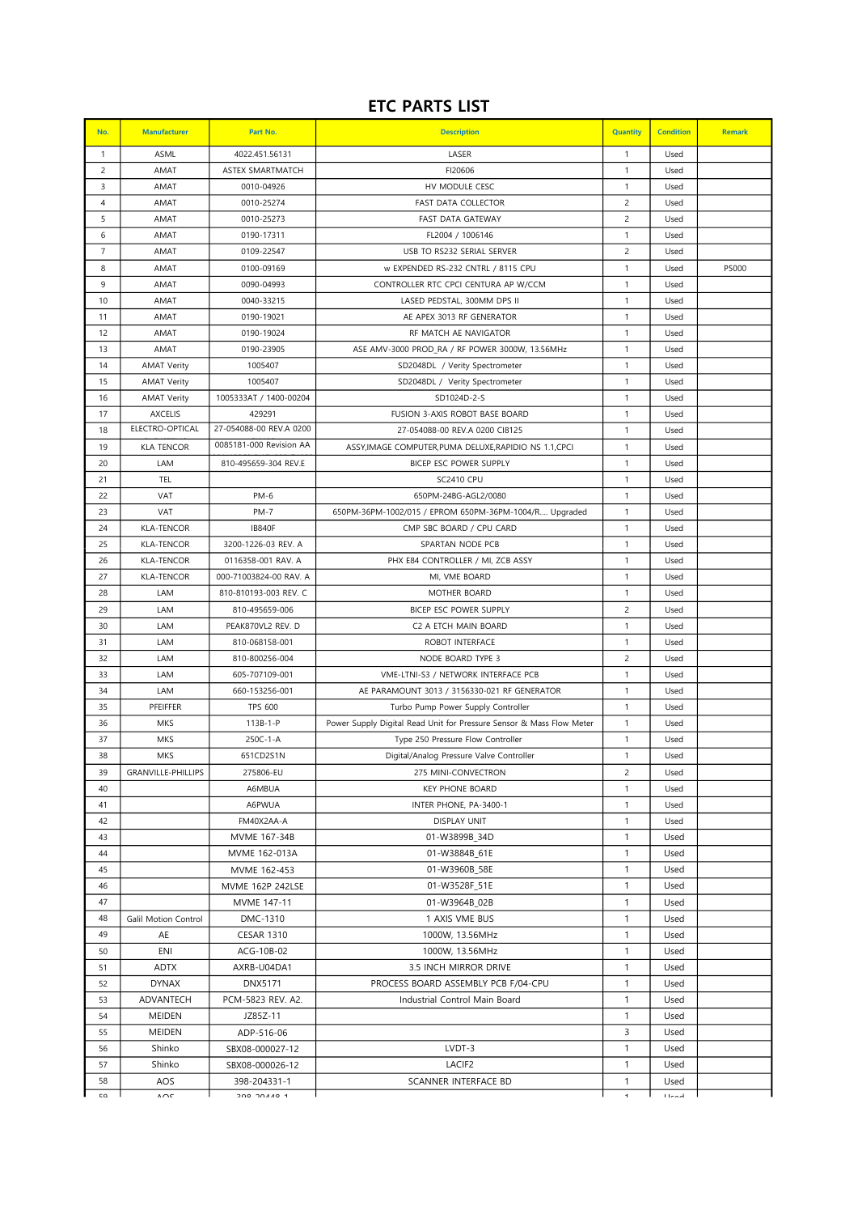# ETC PARTS LIST

| No. | Manufacturer | Part No. | Description | Quantity | Condition | Remark |
|---|---|---|---|---|---|---|
| 1 | ASML | 4022.451.56131 | LASER | 1 | Used | |
| 2 | AMAT | ASTEX SMARTMATCH | FI20606 | 1 | Used | |
| 3 | AMAT | 0010-04926 | HV MODULE CESC | 1 | Used | |
| 4 | AMAT | 0010-25274 | FAST DATA COLLECTOR | 2 | Used | |
| 5 | AMAT | 0010-25273 | FAST DATA GATEWAY | 2 | Used | |
| 6 | AMAT | 0190-17311 | FL2004 / 1006146 | 1 | Used | |
| 7 | AMAT | 0109-22547 | USB TO RS232 SERIAL SERVER | 2 | Used | |
| 8 | AMAT | 0100-09169 | w EXPENDED RS-232 CNTRL / 8115 CPU | 1 | Used | P5000 |
| 9 | AMAT | 0090-04993 | CONTROLLER RTC CPCI CENTURA AP W/CCM | 1 | Used | |
| 10 | AMAT | 0040-33215 | LASED PEDSTAL, 300MM DPS II | 1 | Used | |
| 11 | AMAT | 0190-19021 | AE APEX 3013 RF GENERATOR | 1 | Used | |
| 12 | AMAT | 0190-19024 | RF MATCH AE NAVIGATOR | 1 | Used | |
| 13 | AMAT | 0190-23905 | ASE AMV-3000 PROD_RA / RF POWER 3000W, 13.56MHz | 1 | Used | |
| 14 | AMAT Verity | 1005407 | SD2048DL / Verity Spectrometer | 1 | Used | |
| 15 | AMAT Verity | 1005407 | SD2048DL / Verity Spectrometer | 1 | Used | |
| 16 | AMAT Verity | 1005333AT / 1400-00204 | SD1024D-2-S | 1 | Used | |
| 17 | AXCELIS | 429291 | FUSION 3-AXIS ROBOT BASE BOARD | 1 | Used | |
| 18 | ELECTRO-OPTICAL | 27-054088-00 REV.A 0200 | 27-054088-00 REV.A 0200 CI8125 | 1 | Used | |
| 19 | KLA TENCOR | 0085181-000 Revision AA | ASSY,IMAGE COMPUTER,PUMA DELUXE,RAPIDIO NS 1.1,CPCI | 1 | Used | |
| 20 | LAM | 810-495659-304 REV.E | BICEP ESC POWER SUPPLY | 1 | Used | |
| 21 | TEL | | SC2410 CPU | 1 | Used | |
| 22 | VAT | PM-6 | 650PM-24BG-AGL2/0080 | 1 | Used | |
| 23 | VAT | PM-7 | 650PM-36PM-1002/015 / EPROM 650PM-36PM-1004/R.... Upgraded | 1 | Used | |
| 24 | KLA-TENCOR | IB840F | CMP SBC BOARD / CPU CARD | 1 | Used | |
| 25 | KLA-TENCOR | 3200-1226-03 REV. A | SPARTAN NODE PCB | 1 | Used | |
| 26 | KLA-TENCOR | 0116358-001 RAV. A | PHX E84 CONTROLLER / MI, ZCB ASSY | 1 | Used | |
| 27 | KLA-TENCOR | 000-71003824-00 RAV. A | MI, VME BOARD | 1 | Used | |
| 28 | LAM | 810-810193-003 REV. C | MOTHER BOARD | 1 | Used | |
| 29 | LAM | 810-495659-006 | BICEP ESC POWER SUPPLY | 2 | Used | |
| 30 | LAM | PEAK870VL2 REV. D | C2 A ETCH MAIN BOARD | 1 | Used | |
| 31 | LAM | 810-068158-001 | ROBOT INTERFACE | 1 | Used | |
| 32 | LAM | 810-800256-004 | NODE BOARD TYPE 3 | 2 | Used | |
| 33 | LAM | 605-707109-001 | VME-LTNI-S3 / NETWORK INTERFACE PCB | 1 | Used | |
| 34 | LAM | 660-153256-001 | AE PARAMOUNT 3013 / 3156330-021 RF GENERATOR | 1 | Used | |
| 35 | PFEIFFER | TPS 600 | Turbo Pump Power Supply Controller | 1 | Used | |
| 36 | MKS | 113B-1-P | Power Supply Digital Read Unit for Pressure Sensor & Mass Flow Meter | 1 | Used | |
| 37 | MKS | 250C-1-A | Type 250 Pressure Flow Controller | 1 | Used | |
| 38 | MKS | 651CD2S1N | Digital/Analog Pressure Valve Controller | 1 | Used | |
| 39 | GRANVILLE-PHILLIPS | 275806-EU | 275 MINI-CONVECTRON | 2 | Used | |
| 40 | | A6MBUA | KEY PHONE BOARD | 1 | Used | |
| 41 | | A6PWUA | INTER PHONE, PA-3400-1 | 1 | Used | |
| 42 | | FM40X2AA-A | DISPLAY UNIT | 1 | Used | |
| 43 | | MVME 167-34B | 01-W3899B_34D | 1 | Used | |
| 44 | | MVME 162-013A | 01-W3884B_61E | 1 | Used | |
| 45 | | MVME 162-453 | 01-W3960B_58E | 1 | Used | |
| 46 | | MVME 162P 242LSE | 01-W3528F_51E | 1 | Used | |
| 47 | | MVME 147-11 | 01-W3964B_02B | 1 | Used | |
| 48 | Galil Motion Control | DMC-1310 | 1 AXIS VME BUS | 1 | Used | |
| 49 | AE | CESAR 1310 | 1000W, 13.56MHz | 1 | Used | |
| 50 | ENI | ACG-10B-02 | 1000W, 13.56MHz | 1 | Used | |
| 51 | ADTX | AXRB-U04DA1 | 3.5 INCH MIRROR DRIVE | 1 | Used | |
| 52 | DYNAX | DNX5171 | PROCESS BOARD ASSEMBLY PCB F/04-CPU | 1 | Used | |
| 53 | ADVANTECH | PCM-5823 REV. A2. | Industrial Control Main Board | 1 | Used | |
| 54 | MEIDEN | JZ85Z-11 | | 1 | Used | |
| 55 | MEIDEN | ADP-516-06 | | 3 | Used | |
| 56 | Shinko | SBX08-000027-12 | LVDT-3 | 1 | Used | |
| 57 | Shinko | SBX08-000026-12 | LACIF2 | 1 | Used | |
| 58 | AOS | 398-204331-1 | SCANNER INTERFACE BD | 1 | Used | |
| 59 | AOS | 398-20448-1 | | 1 | Used | |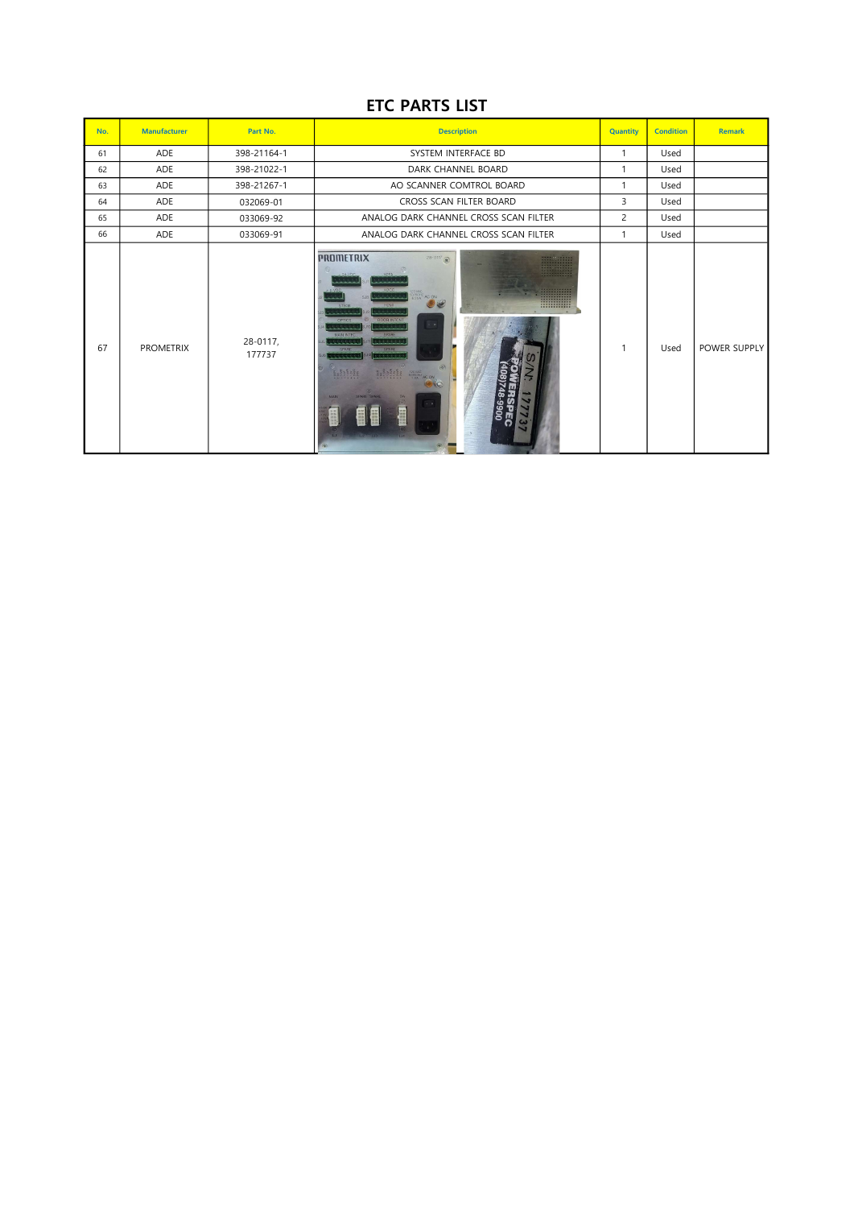# ETC PARTS LIST

| No. | Manufacturer | Part No. | Description | Quantity | Condition | Remark |
|---|---|---|---|---|---|---|
| 61 | ADE | 398-21164-1 | SYSTEM INTERFACE BD | 1 | Used | |
| 62 | ADE | 398-21022-1 | DARK CHANNEL BOARD | 1 | Used | |
| 63 | ADE | 398-21267-1 | AO SCANNER COMTROL BOARD | 1 | Used | |
| 64 | ADE | 032069-01 | CROSS SCAN FILTER BOARD | 3 | Used | |
| 65 | ADE | 033069-92 | ANALOG DARK CHANNEL CROSS SCAN FILTER | 2 | Used | |
| 66 | ADE | 033069-91 | ANALOG DARK CHANNEL CROSS SCAN FILTER | 1 | Used | |
| 67 | PROMETRIX | 28-0117, 177737 | | 1 | Used | POWER SUPPLY |